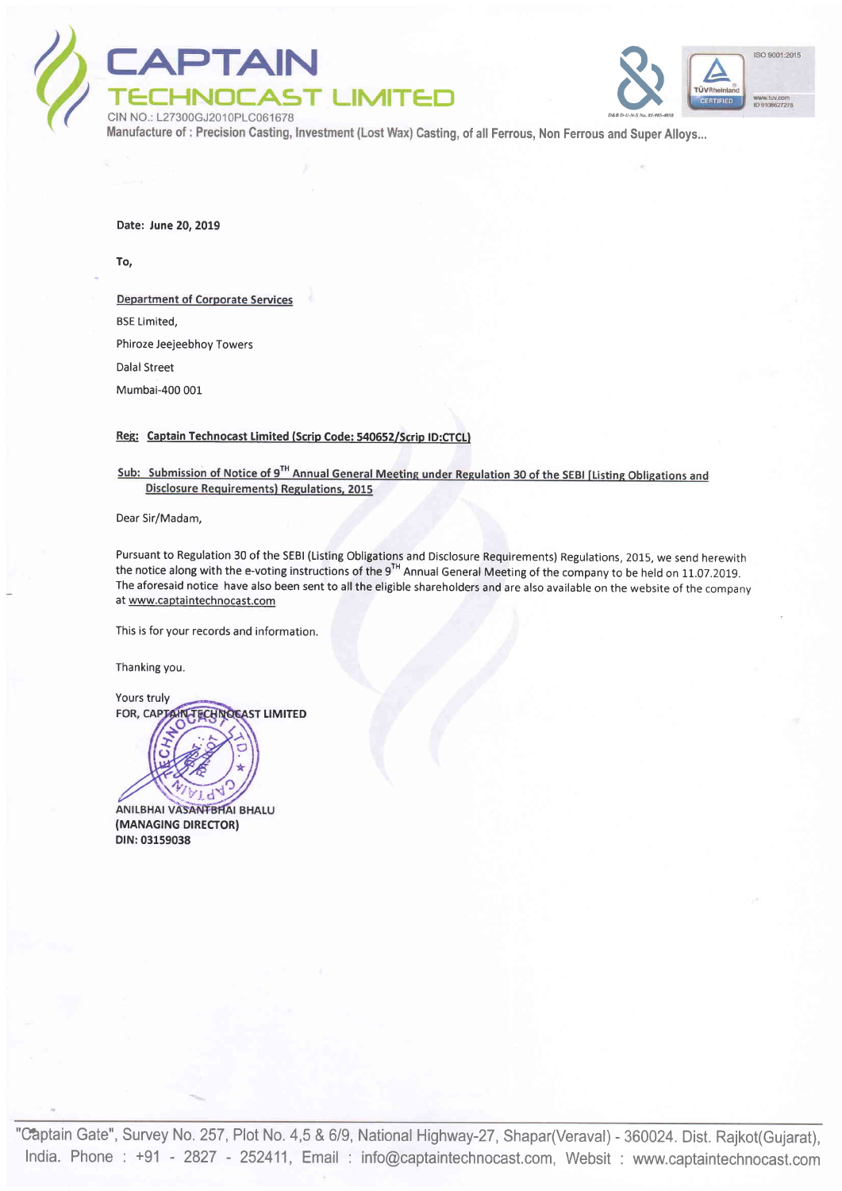# CAPTAIN TECHNOCAST LIMITED

CIN NO.: L27300GJ2010PLC061678

Manufacture of : Precision Casting, Investment (Lost Wax) Casting, of all Ferrous, Non Ferrous and Super Alloys...

Date: June 20, 2019

To,

Department of Corporate Services
BSE Limited,
Phiroze Jeejeebhoy Towers
Dalal Street
Mumbai-400 001

**Reg: Captain Technocast Limited (Scrip Code: 540652/Scrip ID:CTCL)**

**Sub: Submission of Notice of 9TH Annual General Meeting under Regulation 30 of the SEBI (Listing Obligations and Disclosure Requirements) Regulations, 2015**

Dear Sir/Madam,

Pursuant to Regulation 30 of the SEBI (Listing Obligations and Disclosure Requirements) Regulations, 2015, we send herewith the notice along with the e-voting instructions of the 9TH Annual General Meeting of the company to be held on 11.07.2019. The aforesaid notice have also been sent to all the eligible shareholders and are also available on the website of the company at www.captaintechnocast.com

This is for your records and information.

Thanking you.

Yours truly
FOR, CAPTAIN TECHNOCAST LIMITED

**ANILBHAI VASANTBHAI BHALU**
**(MANAGING DIRECTOR)**
**DIN: 03159038**

"Captain Gate", Survey No. 257, Plot No. 4,5 & 6/9, National Highway-27, Shapar(Veraval) - 360024. Dist. Rajkot(Gujarat), India. Phone : +91 - 2827 - 252411, Email : info@captaintechnocast.com, Websit : www.captaintechnocast.com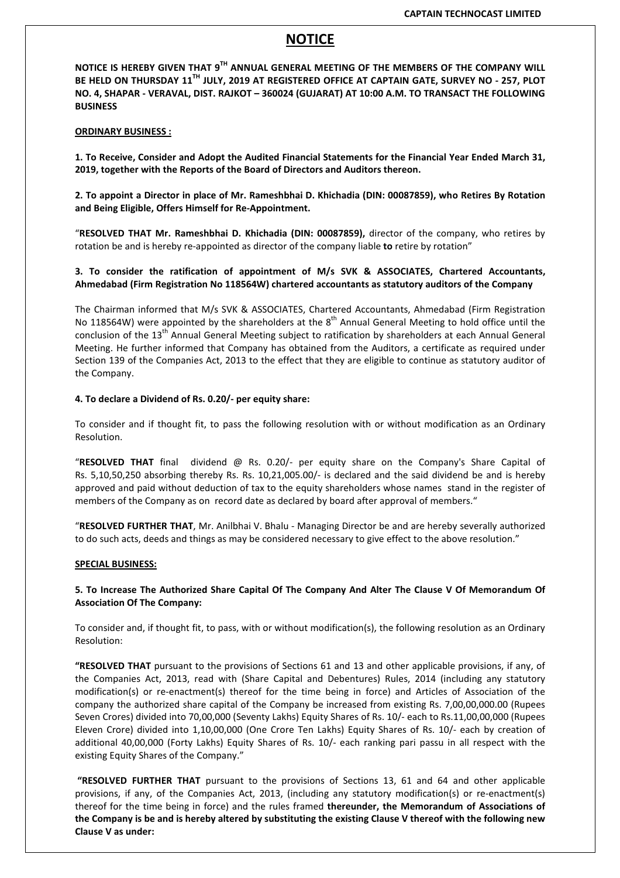# NOTICE

**NOTICE IS HEREBY GIVEN THAT 9TH ANNUAL GENERAL MEETING OF THE MEMBERS OF THE COMPANY WILL BE HELD ON THURSDAY 11TH JULY, 2019 AT REGISTERED OFFICE AT CAPTAIN GATE, SURVEY NO - 257, PLOT NO. 4, SHAPAR - VERAVAL, DIST. RAJKOT – 360024 (GUJARAT) AT 10:00 A.M. TO TRANSACT THE FOLLOWING BUSINESS**

**ORDINARY BUSINESS :**

**1. To Receive, Consider and Adopt the Audited Financial Statements for the Financial Year Ended March 31, 2019, together with the Reports of the Board of Directors and Auditors thereon.**

**2. To appoint a Director in place of Mr. Rameshbhai D. Khichadia (DIN: 00087859), who Retires By Rotation and Being Eligible, Offers Himself for Re-Appointment.**

"**RESOLVED THAT Mr. Rameshbhai D. Khichadia (DIN: 00087859),** director of the company, who retires by rotation be and is hereby re-appointed as director of the company liable **to** retire by rotation"

**3. To consider the ratification of appointment of M/s SVK & ASSOCIATES, Chartered Accountants, Ahmedabad (Firm Registration No 118564W) chartered accountants as statutory auditors of the Company**

The Chairman informed that M/s SVK & ASSOCIATES, Chartered Accountants, Ahmedabad (Firm Registration No 118564W) were appointed by the shareholders at the 8th Annual General Meeting to hold office until the conclusion of the 13th Annual General Meeting subject to ratification by shareholders at each Annual General Meeting. He further informed that Company has obtained from the Auditors, a certificate as required under Section 139 of the Companies Act, 2013 to the effect that they are eligible to continue as statutory auditor of the Company.

**4. To declare a Dividend of Rs. 0.20/- per equity share:**

To consider and if thought fit, to pass the following resolution with or without modification as an Ordinary Resolution.

"**RESOLVED THAT** final dividend @ Rs. 0.20/- per equity share on the Company's Share Capital of Rs. 5,10,50,250 absorbing thereby Rs. Rs. 10,21,005.00/- is declared and the said dividend be and is hereby approved and paid without deduction of tax to the equity shareholders whose names stand in the register of members of the Company as on record date as declared by board after approval of members."

"**RESOLVED FURTHER THAT**, Mr. Anilbhai V. Bhalu - Managing Director be and are hereby severally authorized to do such acts, deeds and things as may be considered necessary to give effect to the above resolution."

**SPECIAL BUSINESS:**

**5. To Increase The Authorized Share Capital Of The Company And Alter The Clause V Of Memorandum Of Association Of The Company:**

To consider and, if thought fit, to pass, with or without modification(s), the following resolution as an Ordinary Resolution:

**"RESOLVED THAT** pursuant to the provisions of Sections 61 and 13 and other applicable provisions, if any, of the Companies Act, 2013, read with (Share Capital and Debentures) Rules, 2014 (including any statutory modification(s) or re-enactment(s) thereof for the time being in force) and Articles of Association of the company the authorized share capital of the Company be increased from existing Rs. 7,00,00,000.00 (Rupees Seven Crores) divided into 70,00,000 (Seventy Lakhs) Equity Shares of Rs. 10/- each to Rs.11,00,00,000 (Rupees Eleven Crore) divided into 1,10,00,000 (One Crore Ten Lakhs) Equity Shares of Rs. 10/- each by creation of additional 40,00,000 (Forty Lakhs) Equity Shares of Rs. 10/- each ranking pari passu in all respect with the existing Equity Shares of the Company."

**"RESOLVED FURTHER THAT** pursuant to the provisions of Sections 13, 61 and 64 and other applicable provisions, if any, of the Companies Act, 2013, (including any statutory modification(s) or re-enactment(s) thereof for the time being in force) and the rules framed **thereunder, the Memorandum of Associations of the Company is be and is hereby altered by substituting the existing Clause V thereof with the following new Clause V as under:**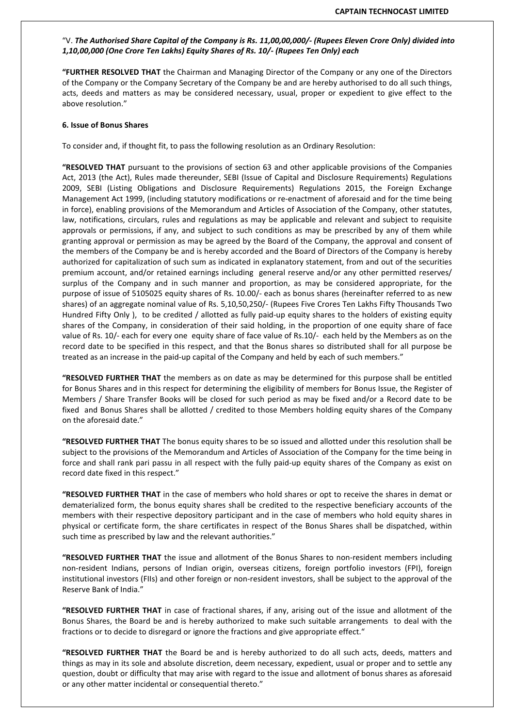"V. ***The Authorised Share Capital of the Company is Rs. 11,00,00,000/- (Rupees Eleven Crore Only) divided into 1,10,00,000 (One Crore Ten Lakhs) Equity Shares of Rs. 10/- (Rupees Ten Only) each***

**"FURTHER RESOLVED THAT** the Chairman and Managing Director of the Company or any one of the Directors of the Company or the Company Secretary of the Company be and are hereby authorised to do all such things, acts, deeds and matters as may be considered necessary, usual, proper or expedient to give effect to the above resolution."

**6. Issue of Bonus Shares**

To consider and, if thought fit, to pass the following resolution as an Ordinary Resolution:

**"RESOLVED THAT** pursuant to the provisions of section 63 and other applicable provisions of the Companies Act, 2013 (the Act), Rules made thereunder, SEBI (Issue of Capital and Disclosure Requirements) Regulations 2009, SEBI (Listing Obligations and Disclosure Requirements) Regulations 2015, the Foreign Exchange Management Act 1999, (including statutory modifications or re-enactment of aforesaid and for the time being in force), enabling provisions of the Memorandum and Articles of Association of the Company, other statutes, law, notifications, circulars, rules and regulations as may be applicable and relevant and subject to requisite approvals or permissions, if any, and subject to such conditions as may be prescribed by any of them while granting approval or permission as may be agreed by the Board of the Company, the approval and consent of the members of the Company be and is hereby accorded and the Board of Directors of the Company is hereby authorized for capitalization of such sum as indicated in explanatory statement, from and out of the securities premium account, and/or retained earnings including general reserve and/or any other permitted reserves/ surplus of the Company and in such manner and proportion, as may be considered appropriate, for the purpose of issue of 5105025 equity shares of Rs. 10.00/- each as bonus shares (hereinafter referred to as new shares) of an aggregate nominal value of Rs. 5,10,50,250/- (Rupees Five Crores Ten Lakhs Fifty Thousands Two Hundred Fifty Only ), to be credited / allotted as fully paid-up equity shares to the holders of existing equity shares of the Company, in consideration of their said holding, in the proportion of one equity share of face value of Rs. 10/- each for every one equity share of face value of Rs.10/- each held by the Members as on the record date to be specified in this respect, and that the Bonus shares so distributed shall for all purpose be treated as an increase in the paid-up capital of the Company and held by each of such members."

**"RESOLVED FURTHER THAT** the members as on date as may be determined for this purpose shall be entitled for Bonus Shares and in this respect for determining the eligibility of members for Bonus Issue, the Register of Members / Share Transfer Books will be closed for such period as may be fixed and/or a Record date to be fixed and Bonus Shares shall be allotted / credited to those Members holding equity shares of the Company on the aforesaid date."

**"RESOLVED FURTHER THAT** The bonus equity shares to be so issued and allotted under this resolution shall be subject to the provisions of the Memorandum and Articles of Association of the Company for the time being in force and shall rank pari passu in all respect with the fully paid-up equity shares of the Company as exist on record date fixed in this respect."

**"RESOLVED FURTHER THAT** in the case of members who hold shares or opt to receive the shares in demat or dematerialized form, the bonus equity shares shall be credited to the respective beneficiary accounts of the members with their respective depository participant and in the case of members who hold equity shares in physical or certificate form, the share certificates in respect of the Bonus Shares shall be dispatched, within such time as prescribed by law and the relevant authorities."

**"RESOLVED FURTHER THAT** the issue and allotment of the Bonus Shares to non-resident members including non-resident Indians, persons of Indian origin, overseas citizens, foreign portfolio investors (FPI), foreign institutional investors (FIIs) and other foreign or non-resident investors, shall be subject to the approval of the Reserve Bank of India."

**"RESOLVED FURTHER THAT** in case of fractional shares, if any, arising out of the issue and allotment of the Bonus Shares, the Board be and is hereby authorized to make such suitable arrangements to deal with the fractions or to decide to disregard or ignore the fractions and give appropriate effect."

**"RESOLVED FURTHER THAT** the Board be and is hereby authorized to do all such acts, deeds, matters and things as may in its sole and absolute discretion, deem necessary, expedient, usual or proper and to settle any question, doubt or difficulty that may arise with regard to the issue and allotment of bonus shares as aforesaid or any other matter incidental or consequential thereto."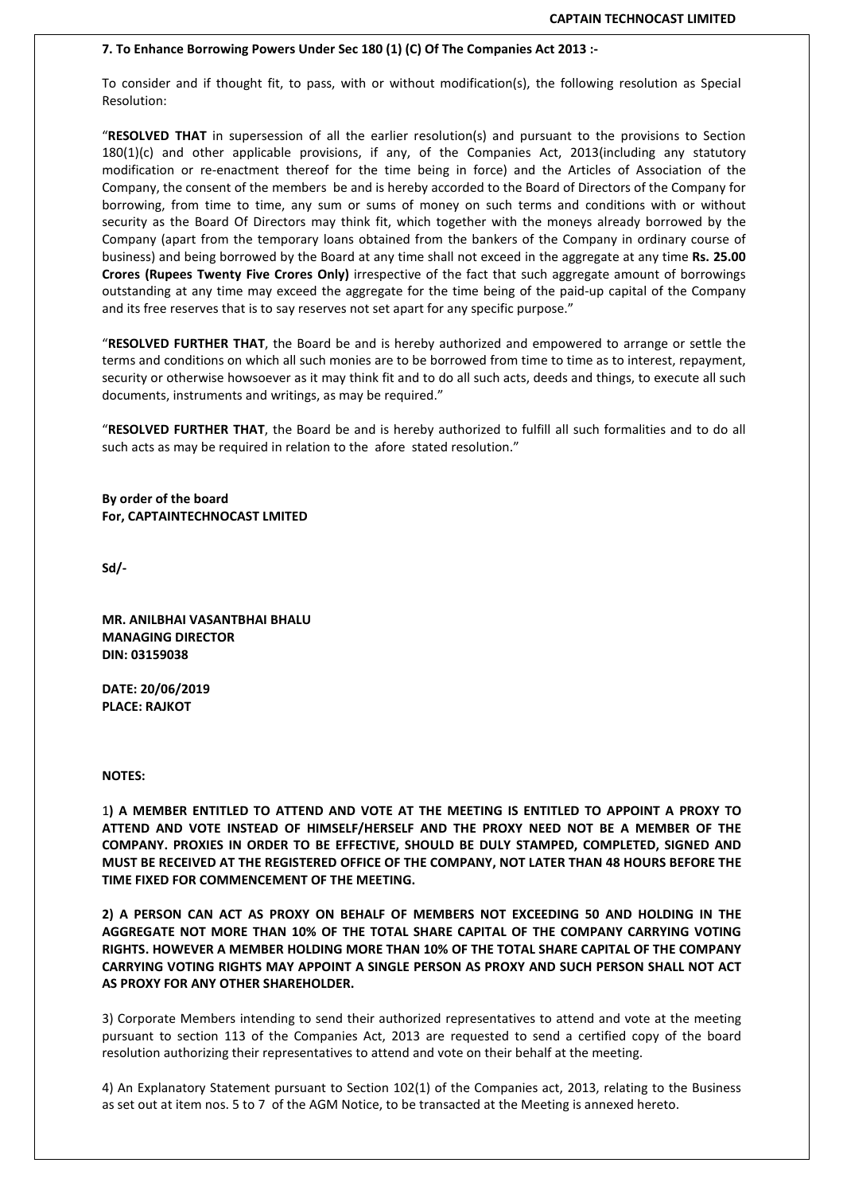**7. To Enhance Borrowing Powers Under Sec 180 (1) (C) Of The Companies Act 2013 :-**

To consider and if thought fit, to pass, with or without modification(s), the following resolution as Special Resolution:

"**RESOLVED THAT** in supersession of all the earlier resolution(s) and pursuant to the provisions to Section 180(1)(c) and other applicable provisions, if any, of the Companies Act, 2013(including any statutory modification or re-enactment thereof for the time being in force) and the Articles of Association of the Company, the consent of the members be and is hereby accorded to the Board of Directors of the Company for borrowing, from time to time, any sum or sums of money on such terms and conditions with or without security as the Board Of Directors may think fit, which together with the moneys already borrowed by the Company (apart from the temporary loans obtained from the bankers of the Company in ordinary course of business) and being borrowed by the Board at any time shall not exceed in the aggregate at any time **Rs. 25.00 Crores (Rupees Twenty Five Crores Only)** irrespective of the fact that such aggregate amount of borrowings outstanding at any time may exceed the aggregate for the time being of the paid-up capital of the Company and its free reserves that is to say reserves not set apart for any specific purpose."

"**RESOLVED FURTHER THAT**, the Board be and is hereby authorized and empowered to arrange or settle the terms and conditions on which all such monies are to be borrowed from time to time as to interest, repayment, security or otherwise howsoever as it may think fit and to do all such acts, deeds and things, to execute all such documents, instruments and writings, as may be required."

"**RESOLVED FURTHER THAT**, the Board be and is hereby authorized to fulfill all such formalities and to do all such acts as may be required in relation to the afore stated resolution."

**By order of the board**
**For, CAPTAINTECHNOCAST LMITED**

**Sd/-**

**MR. ANILBHAI VASANTBHAI BHALU**
**MANAGING DIRECTOR**
**DIN: 03159038**

**DATE: 20/06/2019**
**PLACE: RAJKOT**

**NOTES:**

1**) A MEMBER ENTITLED TO ATTEND AND VOTE AT THE MEETING IS ENTITLED TO APPOINT A PROXY TO ATTEND AND VOTE INSTEAD OF HIMSELF/HERSELF AND THE PROXY NEED NOT BE A MEMBER OF THE COMPANY. PROXIES IN ORDER TO BE EFFECTIVE, SHOULD BE DULY STAMPED, COMPLETED, SIGNED AND MUST BE RECEIVED AT THE REGISTERED OFFICE OF THE COMPANY, NOT LATER THAN 48 HOURS BEFORE THE TIME FIXED FOR COMMENCEMENT OF THE MEETING.**

**2) A PERSON CAN ACT AS PROXY ON BEHALF OF MEMBERS NOT EXCEEDING 50 AND HOLDING IN THE AGGREGATE NOT MORE THAN 10% OF THE TOTAL SHARE CAPITAL OF THE COMPANY CARRYING VOTING RIGHTS. HOWEVER A MEMBER HOLDING MORE THAN 10% OF THE TOTAL SHARE CAPITAL OF THE COMPANY CARRYING VOTING RIGHTS MAY APPOINT A SINGLE PERSON AS PROXY AND SUCH PERSON SHALL NOT ACT AS PROXY FOR ANY OTHER SHAREHOLDER.**

3) Corporate Members intending to send their authorized representatives to attend and vote at the meeting pursuant to section 113 of the Companies Act, 2013 are requested to send a certified copy of the board resolution authorizing their representatives to attend and vote on their behalf at the meeting.

4) An Explanatory Statement pursuant to Section 102(1) of the Companies act, 2013, relating to the Business as set out at item nos. 5 to 7 of the AGM Notice, to be transacted at the Meeting is annexed hereto.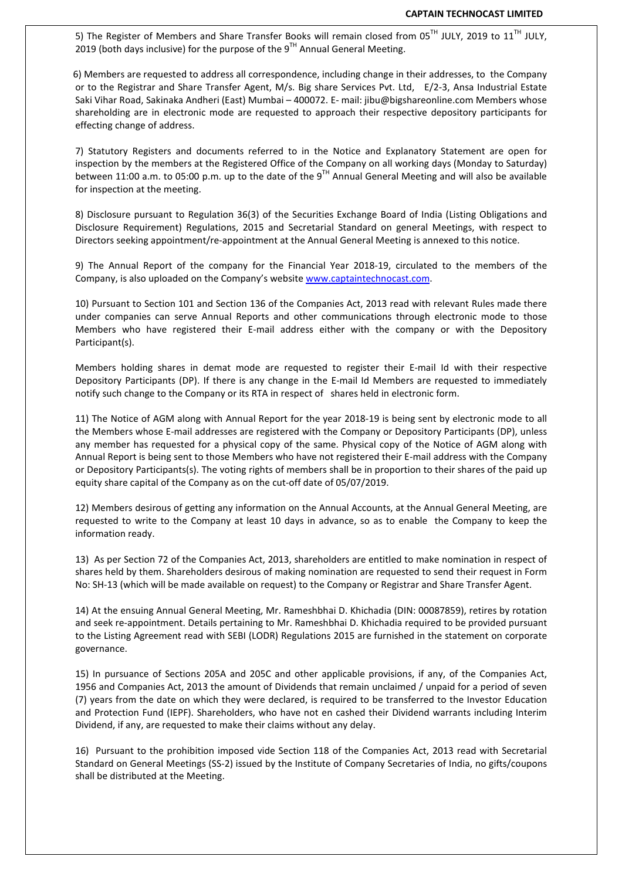5) The Register of Members and Share Transfer Books will remain closed from 05TH JULY, 2019 to 11TH JULY, 2019 (both days inclusive) for the purpose of the 9TH Annual General Meeting.

6) Members are requested to address all correspondence, including change in their addresses, to the Company or to the Registrar and Share Transfer Agent, M/s. Big share Services Pvt. Ltd, E/2-3, Ansa Industrial Estate Saki Vihar Road, Sakinaka Andheri (East) Mumbai – 400072. E- mail: jibu@bigshareonline.com Members whose shareholding are in electronic mode are requested to approach their respective depository participants for effecting change of address.

7) Statutory Registers and documents referred to in the Notice and Explanatory Statement are open for inspection by the members at the Registered Office of the Company on all working days (Monday to Saturday) between 11:00 a.m. to 05:00 p.m. up to the date of the 9TH Annual General Meeting and will also be available for inspection at the meeting.

8) Disclosure pursuant to Regulation 36(3) of the Securities Exchange Board of India (Listing Obligations and Disclosure Requirement) Regulations, 2015 and Secretarial Standard on general Meetings, with respect to Directors seeking appointment/re-appointment at the Annual General Meeting is annexed to this notice.

9) The Annual Report of the company for the Financial Year 2018-19, circulated to the members of the Company, is also uploaded on the Company's website www.captaintechnocast.com.

10) Pursuant to Section 101 and Section 136 of the Companies Act, 2013 read with relevant Rules made there under companies can serve Annual Reports and other communications through electronic mode to those Members who have registered their E-mail address either with the company or with the Depository Participant(s).

Members holding shares in demat mode are requested to register their E-mail Id with their respective Depository Participants (DP). If there is any change in the E-mail Id Members are requested to immediately notify such change to the Company or its RTA in respect of shares held in electronic form.

11) The Notice of AGM along with Annual Report for the year 2018-19 is being sent by electronic mode to all the Members whose E-mail addresses are registered with the Company or Depository Participants (DP), unless any member has requested for a physical copy of the same. Physical copy of the Notice of AGM along with Annual Report is being sent to those Members who have not registered their E-mail address with the Company or Depository Participants(s). The voting rights of members shall be in proportion to their shares of the paid up equity share capital of the Company as on the cut-off date of 05/07/2019.

12) Members desirous of getting any information on the Annual Accounts, at the Annual General Meeting, are requested to write to the Company at least 10 days in advance, so as to enable the Company to keep the information ready.

13) As per Section 72 of the Companies Act, 2013, shareholders are entitled to make nomination in respect of shares held by them. Shareholders desirous of making nomination are requested to send their request in Form No: SH-13 (which will be made available on request) to the Company or Registrar and Share Transfer Agent.

14) At the ensuing Annual General Meeting, Mr. Rameshbhai D. Khichadia (DIN: 00087859), retires by rotation and seek re-appointment. Details pertaining to Mr. Rameshbhai D. Khichadia required to be provided pursuant to the Listing Agreement read with SEBI (LODR) Regulations 2015 are furnished in the statement on corporate governance.

15) In pursuance of Sections 205A and 205C and other applicable provisions, if any, of the Companies Act, 1956 and Companies Act, 2013 the amount of Dividends that remain unclaimed / unpaid for a period of seven (7) years from the date on which they were declared, is required to be transferred to the Investor Education and Protection Fund (IEPF). Shareholders, who have not en cashed their Dividend warrants including Interim Dividend, if any, are requested to make their claims without any delay.

16) Pursuant to the prohibition imposed vide Section 118 of the Companies Act, 2013 read with Secretarial Standard on General Meetings (SS-2) issued by the Institute of Company Secretaries of India, no gifts/coupons shall be distributed at the Meeting.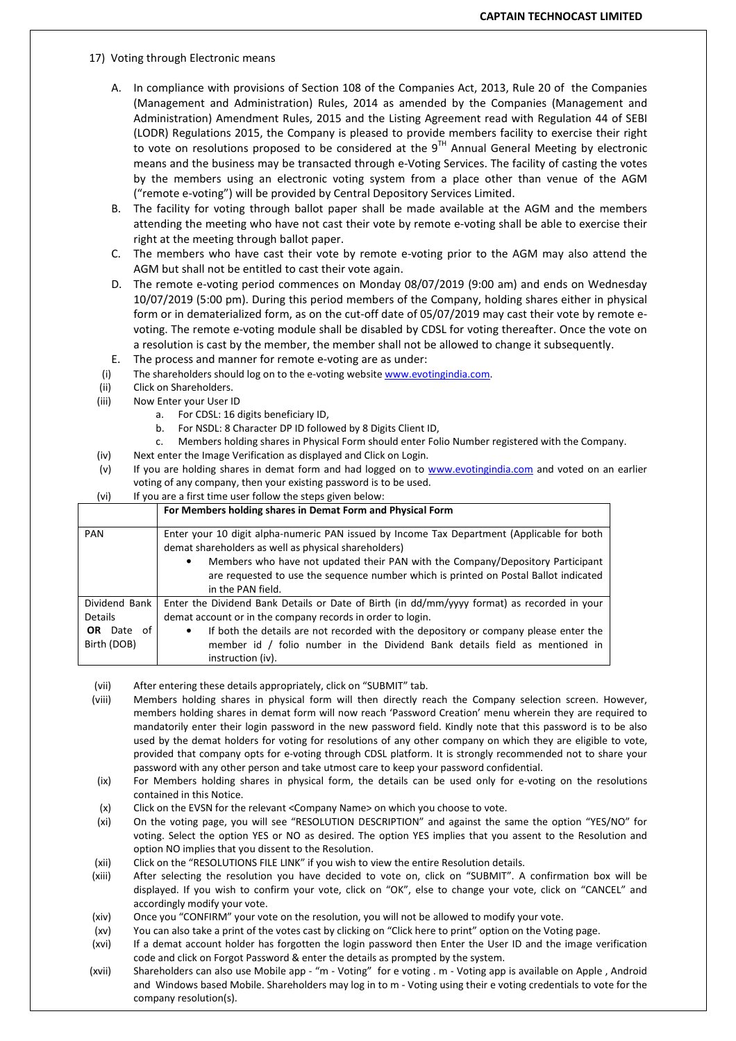17) Voting through Electronic means

A. In compliance with provisions of Section 108 of the Companies Act, 2013, Rule 20 of the Companies (Management and Administration) Rules, 2014 as amended by the Companies (Management and Administration) Amendment Rules, 2015 and the Listing Agreement read with Regulation 44 of SEBI (LODR) Regulations 2015, the Company is pleased to provide members facility to exercise their right to vote on resolutions proposed to be considered at the 9TH Annual General Meeting by electronic means and the business may be transacted through e-Voting Services. The facility of casting the votes by the members using an electronic voting system from a place other than venue of the AGM ("remote e-voting") will be provided by Central Depository Services Limited.

B. The facility for voting through ballot paper shall be made available at the AGM and the members attending the meeting who have not cast their vote by remote e-voting shall be able to exercise their right at the meeting through ballot paper.

C. The members who have cast their vote by remote e-voting prior to the AGM may also attend the AGM but shall not be entitled to cast their vote again.

D. The remote e-voting period commences on Monday 08/07/2019 (9:00 am) and ends on Wednesday 10/07/2019 (5:00 pm). During this period members of the Company, holding shares either in physical form or in dematerialized form, as on the cut-off date of 05/07/2019 may cast their vote by remote e-voting. The remote e-voting module shall be disabled by CDSL for voting thereafter. Once the vote on a resolution is cast by the member, the member shall not be allowed to change it subsequently.

E. The process and manner for remote e-voting are as under:

(i) The shareholders should log on to the e-voting website www.evotingindia.com.

(ii) Click on Shareholders.

(iii) Now Enter your User ID
   a. For CDSL: 16 digits beneficiary ID,
   b. For NSDL: 8 Character DP ID followed by 8 Digits Client ID,
   c. Members holding shares in Physical Form should enter Folio Number registered with the Company.

(iv) Next enter the Image Verification as displayed and Click on Login.

(v) If you are holding shares in demat form and had logged on to www.evotingindia.com and voted on an earlier voting of any company, then your existing password is to be used.

(vi) If you are a first time user follow the steps given below:

| | For Members holding shares in Demat Form and Physical Form |
|---|---|
| PAN | Enter your 10 digit alpha-numeric PAN issued by Income Tax Department (Applicable for both demat shareholders as well as physical shareholders)<br>• Members who have not updated their PAN with the Company/Depository Participant are requested to use the sequence number which is printed on Postal Ballot indicated in the PAN field. |
| Dividend Bank Details **OR** Date of Birth (DOB) | Enter the Dividend Bank Details or Date of Birth (in dd/mm/yyyy format) as recorded in your demat account or in the company records in order to login.<br>• If both the details are not recorded with the depository or company please enter the member id / folio number in the Dividend Bank details field as mentioned in instruction (iv). |

(vii) After entering these details appropriately, click on "SUBMIT" tab.

(viii) Members holding shares in physical form will then directly reach the Company selection screen. However, members holding shares in demat form will now reach 'Password Creation' menu wherein they are required to mandatorily enter their login password in the new password field. Kindly note that this password is to be also used by the demat holders for voting for resolutions of any other company on which they are eligible to vote, provided that company opts for e-voting through CDSL platform. It is strongly recommended not to share your password with any other person and take utmost care to keep your password confidential.

(ix) For Members holding shares in physical form, the details can be used only for e-voting on the resolutions contained in this Notice.

(x) Click on the EVSN for the relevant <Company Name> on which you choose to vote.

(xi) On the voting page, you will see "RESOLUTION DESCRIPTION" and against the same the option "YES/NO" for voting. Select the option YES or NO as desired. The option YES implies that you assent to the Resolution and option NO implies that you dissent to the Resolution.

(xii) Click on the "RESOLUTIONS FILE LINK" if you wish to view the entire Resolution details.

(xiii) After selecting the resolution you have decided to vote on, click on "SUBMIT". A confirmation box will be displayed. If you wish to confirm your vote, click on "OK", else to change your vote, click on "CANCEL" and accordingly modify your vote.

(xiv) Once you "CONFIRM" your vote on the resolution, you will not be allowed to modify your vote.

(xv) You can also take a print of the votes cast by clicking on "Click here to print" option on the Voting page.

(xvi) If a demat account holder has forgotten the login password then Enter the User ID and the image verification code and click on Forgot Password & enter the details as prompted by the system.

(xvii) Shareholders can also use Mobile app - "m - Voting" for e voting . m - Voting app is available on Apple , Android and Windows based Mobile. Shareholders may log in to m - Voting using their e voting credentials to vote for the company resolution(s).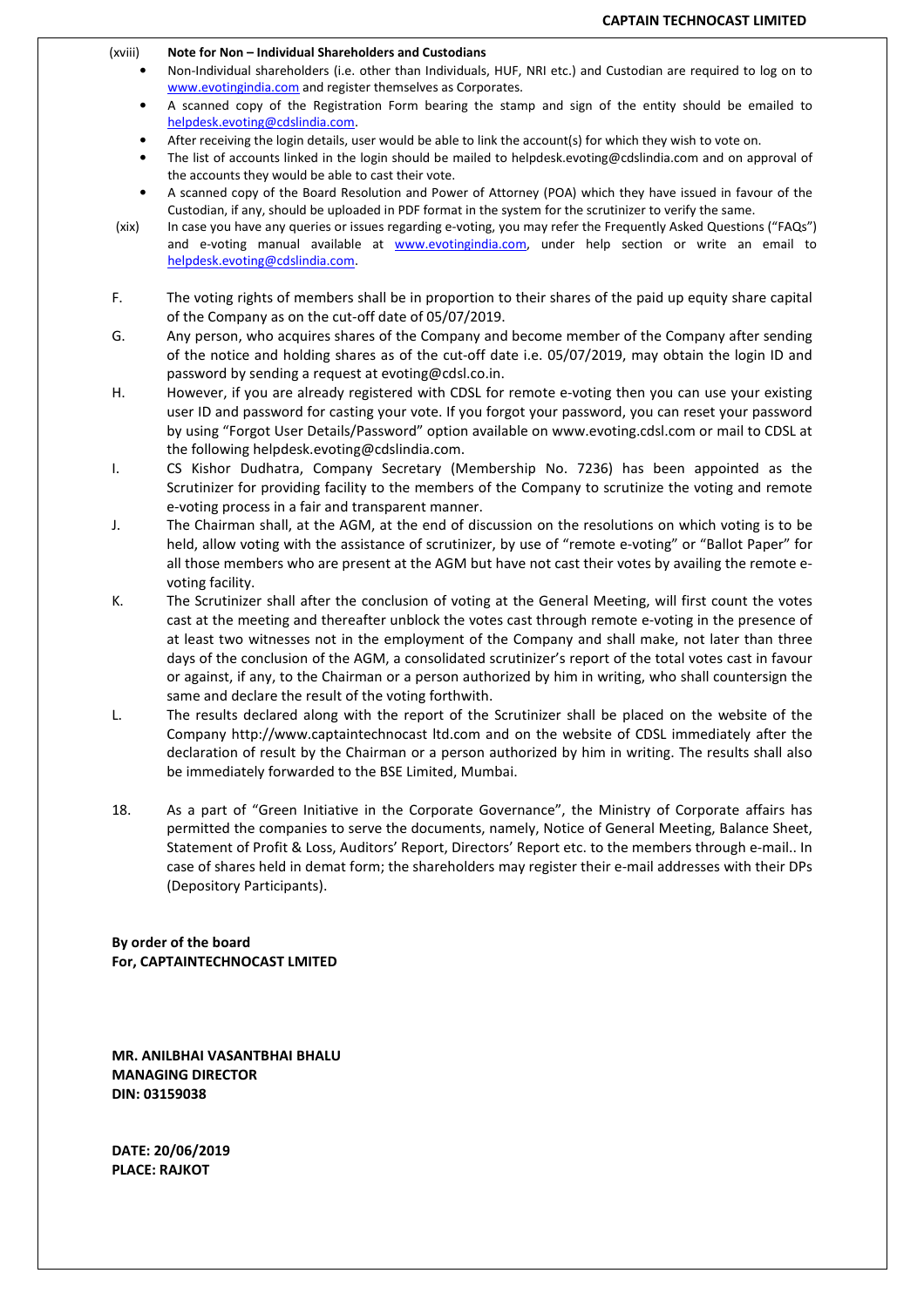(xviii) **Note for Non – Individual Shareholders and Custodians**

- Non-Individual shareholders (i.e. other than Individuals, HUF, NRI etc.) and Custodian are required to log on to www.evotingindia.com and register themselves as Corporates.
- A scanned copy of the Registration Form bearing the stamp and sign of the entity should be emailed to helpdesk.evoting@cdslindia.com.
- After receiving the login details, user would be able to link the account(s) for which they wish to vote on.
- The list of accounts linked in the login should be mailed to helpdesk.evoting@cdslindia.com and on approval of the accounts they would be able to cast their vote.
- A scanned copy of the Board Resolution and Power of Attorney (POA) which they have issued in favour of the Custodian, if any, should be uploaded in PDF format in the system for the scrutinizer to verify the same.

(xix) In case you have any queries or issues regarding e-voting, you may refer the Frequently Asked Questions ("FAQs") and e-voting manual available at www.evotingindia.com, under help section or write an email to helpdesk.evoting@cdslindia.com.

F. The voting rights of members shall be in proportion to their shares of the paid up equity share capital of the Company as on the cut-off date of 05/07/2019.

G. Any person, who acquires shares of the Company and become member of the Company after sending of the notice and holding shares as of the cut-off date i.e. 05/07/2019, may obtain the login ID and password by sending a request at evoting@cdsl.co.in.

H. However, if you are already registered with CDSL for remote e-voting then you can use your existing user ID and password for casting your vote. If you forgot your password, you can reset your password by using "Forgot User Details/Password" option available on www.evoting.cdsl.com or mail to CDSL at the following helpdesk.evoting@cdslindia.com.

I. CS Kishor Dudhatra, Company Secretary (Membership No. 7236) has been appointed as the Scrutinizer for providing facility to the members of the Company to scrutinize the voting and remote e-voting process in a fair and transparent manner.

J. The Chairman shall, at the AGM, at the end of discussion on the resolutions on which voting is to be held, allow voting with the assistance of scrutinizer, by use of "remote e-voting" or "Ballot Paper" for all those members who are present at the AGM but have not cast their votes by availing the remote e-voting facility.

K. The Scrutinizer shall after the conclusion of voting at the General Meeting, will first count the votes cast at the meeting and thereafter unblock the votes cast through remote e-voting in the presence of at least two witnesses not in the employment of the Company and shall make, not later than three days of the conclusion of the AGM, a consolidated scrutinizer's report of the total votes cast in favour or against, if any, to the Chairman or a person authorized by him in writing, who shall countersign the same and declare the result of the voting forthwith.

L. The results declared along with the report of the Scrutinizer shall be placed on the website of the Company http://www.captaintechnocast ltd.com and on the website of CDSL immediately after the declaration of result by the Chairman or a person authorized by him in writing. The results shall also be immediately forwarded to the BSE Limited, Mumbai.

18. As a part of "Green Initiative in the Corporate Governance", the Ministry of Corporate affairs has permitted the companies to serve the documents, namely, Notice of General Meeting, Balance Sheet, Statement of Profit & Loss, Auditors' Report, Directors' Report etc. to the members through e-mail.. In case of shares held in demat form; the shareholders may register their e-mail addresses with their DPs (Depository Participants).

**By order of the board**
**For, CAPTAINTECHNOCAST LMITED**

**MR. ANILBHAI VASANTBHAI BHALU**
**MANAGING DIRECTOR**
**DIN: 03159038**

**DATE: 20/06/2019**
**PLACE: RAJKOT**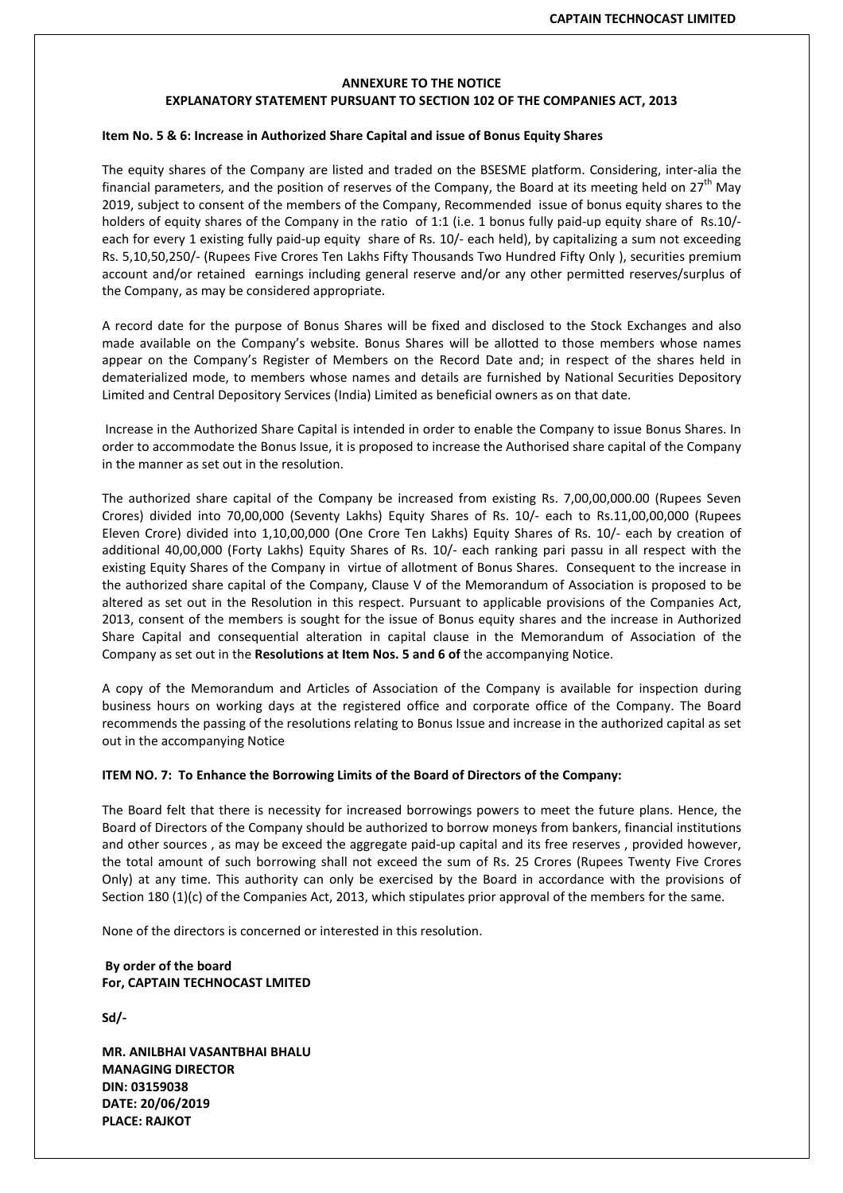## ANNEXURE TO THE NOTICE
## EXPLANATORY STATEMENT PURSUANT TO SECTION 102 OF THE COMPANIES ACT, 2013

**Item No. 5 & 6: Increase in Authorized Share Capital and issue of Bonus Equity Shares**

The equity shares of the Company are listed and traded on the BSESME platform. Considering, inter-alia the financial parameters, and the position of reserves of the Company, the Board at its meeting held on 27th May 2019, subject to consent of the members of the Company, Recommended issue of bonus equity shares to the holders of equity shares of the Company in the ratio of 1:1 (i.e. 1 bonus fully paid-up equity share of Rs.10/- each for every 1 existing fully paid-up equity share of Rs. 10/- each held), by capitalizing a sum not exceeding Rs. 5,10,50,250/- (Rupees Five Crores Ten Lakhs Fifty Thousands Two Hundred Fifty Only ), securities premium account and/or retained earnings including general reserve and/or any other permitted reserves/surplus of the Company, as may be considered appropriate.

A record date for the purpose of Bonus Shares will be fixed and disclosed to the Stock Exchanges and also made available on the Company's website. Bonus Shares will be allotted to those members whose names appear on the Company's Register of Members on the Record Date and; in respect of the shares held in dematerialized mode, to members whose names and details are furnished by National Securities Depository Limited and Central Depository Services (India) Limited as beneficial owners as on that date.

Increase in the Authorized Share Capital is intended in order to enable the Company to issue Bonus Shares. In order to accommodate the Bonus Issue, it is proposed to increase the Authorised share capital of the Company in the manner as set out in the resolution.

The authorized share capital of the Company be increased from existing Rs. 7,00,00,000.00 (Rupees Seven Crores) divided into 70,00,000 (Seventy Lakhs) Equity Shares of Rs. 10/- each to Rs.11,00,00,000 (Rupees Eleven Crore) divided into 1,10,00,000 (One Crore Ten Lakhs) Equity Shares of Rs. 10/- each by creation of additional 40,00,000 (Forty Lakhs) Equity Shares of Rs. 10/- each ranking pari passu in all respect with the existing Equity Shares of the Company in virtue of allotment of Bonus Shares. Consequent to the increase in the authorized share capital of the Company, Clause V of the Memorandum of Association is proposed to be altered as set out in the Resolution in this respect. Pursuant to applicable provisions of the Companies Act, 2013, consent of the members is sought for the issue of Bonus equity shares and the increase in Authorized Share Capital and consequential alteration in capital clause in the Memorandum of Association of the Company as set out in the **Resolutions at Item Nos. 5 and 6 of** the accompanying Notice.

A copy of the Memorandum and Articles of Association of the Company is available for inspection during business hours on working days at the registered office and corporate office of the Company. The Board recommends the passing of the resolutions relating to Bonus Issue and increase in the authorized capital as set out in the accompanying Notice

**ITEM NO. 7: To Enhance the Borrowing Limits of the Board of Directors of the Company:**

The Board felt that there is necessity for increased borrowings powers to meet the future plans. Hence, the Board of Directors of the Company should be authorized to borrow moneys from bankers, financial institutions and other sources , as may be exceed the aggregate paid-up capital and its free reserves , provided however, the total amount of such borrowing shall not exceed the sum of Rs. 25 Crores (Rupees Twenty Five Crores Only) at any time. This authority can only be exercised by the Board in accordance with the provisions of Section 180 (1)(c) of the Companies Act, 2013, which stipulates prior approval of the members for the same.

None of the directors is concerned or interested in this resolution.

**By order of the board**
**For, CAPTAIN TECHNOCAST LMITED**

**Sd/-**

**MR. ANILBHAI VASANTBHAI BHALU**
**MANAGING DIRECTOR**
**DIN: 03159038**
**DATE: 20/06/2019**
**PLACE: RAJKOT**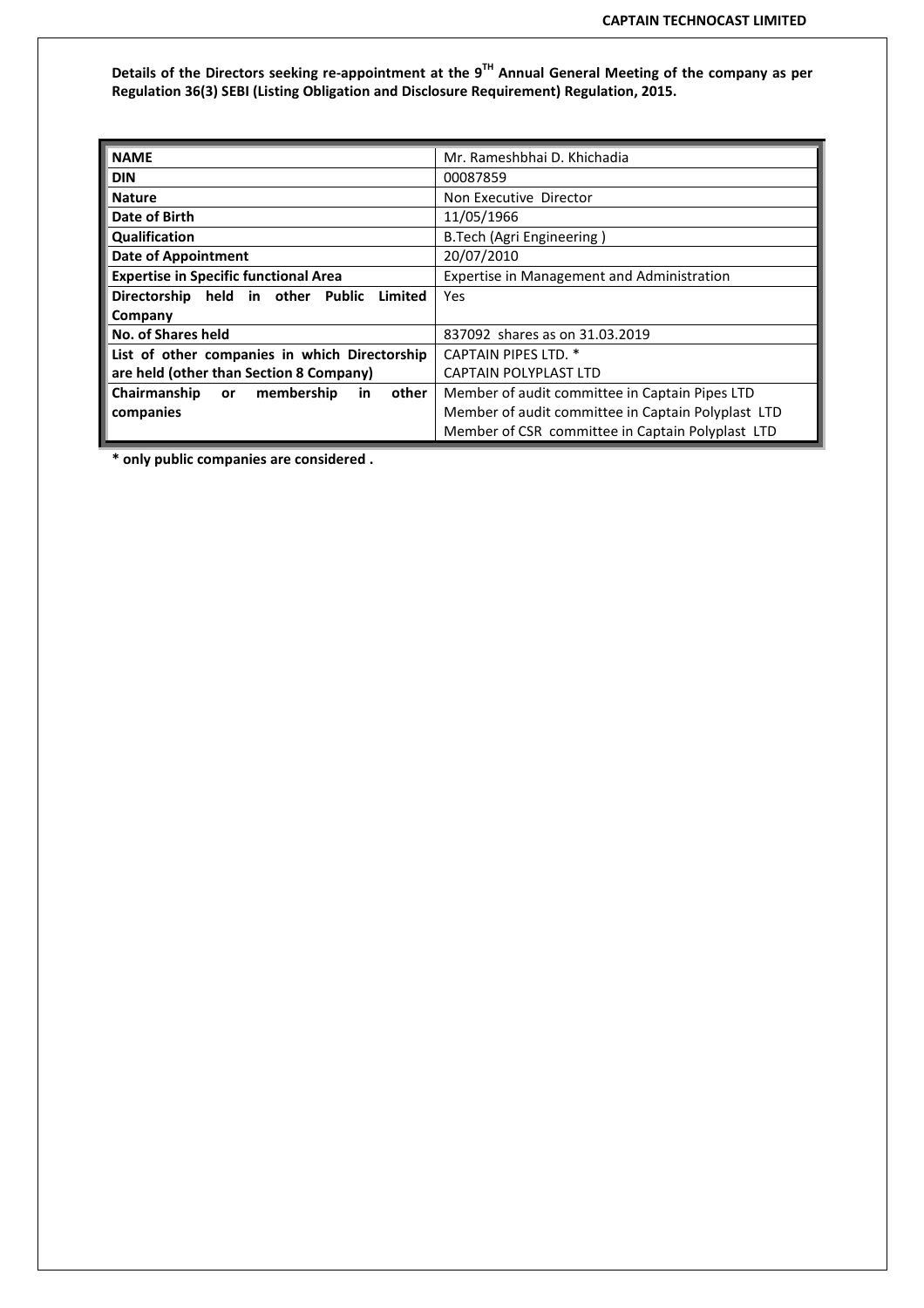**Details of the Directors seeking re-appointment at the 9TH Annual General Meeting of the company as per Regulation 36(3) SEBI (Listing Obligation and Disclosure Requirement) Regulation, 2015.**

| **NAME** | Mr. Rameshbhai D. Khichadia |
|---|---|
| **DIN** | 00087859 |
| **Nature** | Non Executive Director |
| **Date of Birth** | 11/05/1966 |
| **Qualification** | B.Tech (Agri Engineering ) |
| **Date of Appointment** | 20/07/2010 |
| **Expertise in Specific functional Area** | Expertise in Management and Administration |
| **Directorship held in other Public Limited Company** | Yes |
| **No. of Shares held** | 837092 shares as on 31.03.2019 |
| **List of other companies in which Directorship are held (other than Section 8 Company)** | CAPTAIN PIPES LTD. * <br> CAPTAIN POLYPLAST LTD |
| **Chairmanship or membership in other companies** | Member of audit committee in Captain Pipes LTD <br> Member of audit committee in Captain Polyplast LTD <br> Member of CSR committee in Captain Polyplast LTD |

**\* only public companies are considered .**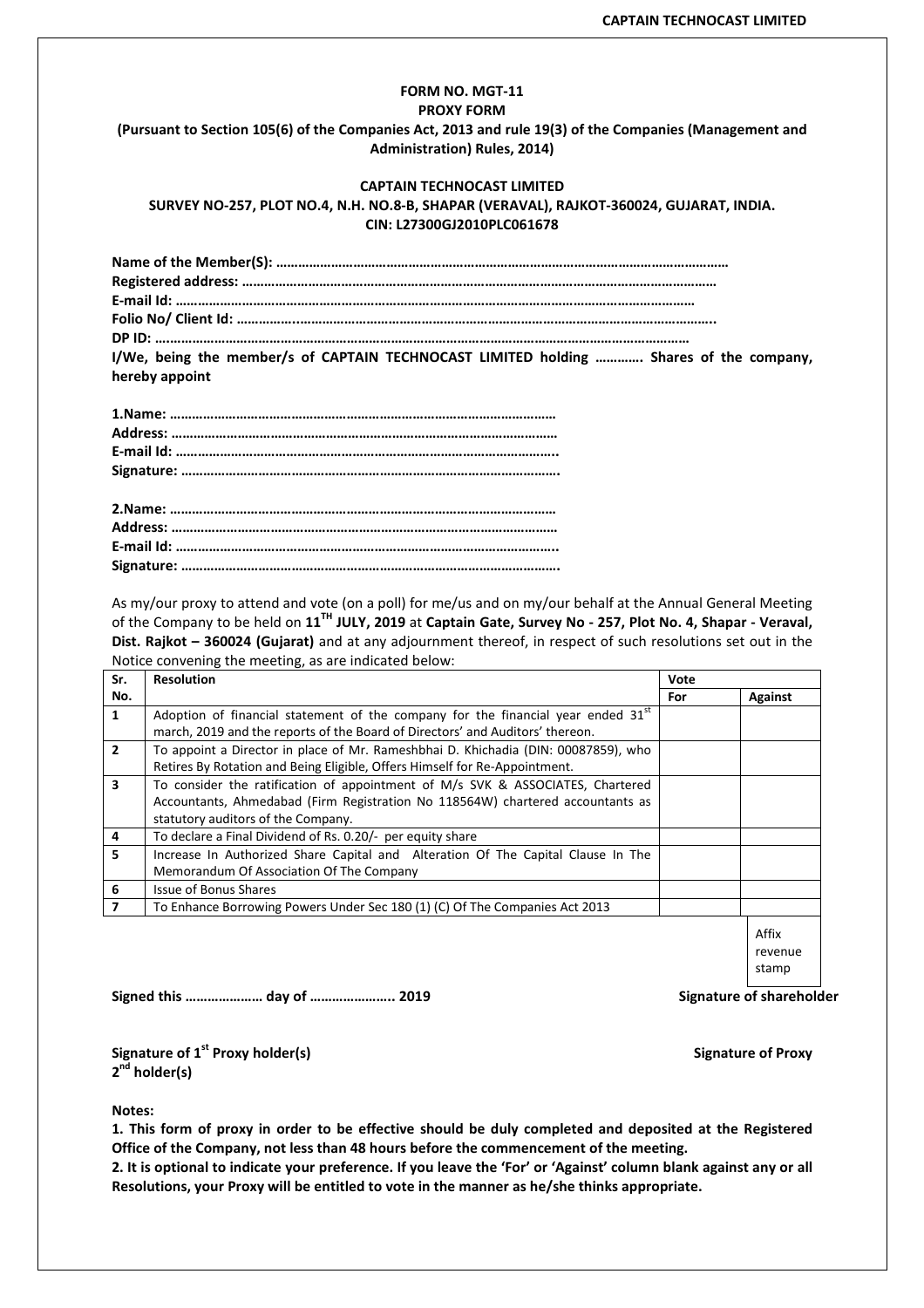**FORM NO. MGT-11**
**PROXY FORM**
**(Pursuant to Section 105(6) of the Companies Act, 2013 and rule 19(3) of the Companies (Management and Administration) Rules, 2014)**

**CAPTAIN TECHNOCAST LIMITED**
**SURVEY NO-257, PLOT NO.4, N.H. NO.8-B, SHAPAR (VERAVAL), RAJKOT-360024, GUJARAT, INDIA.**
**CIN: L27300GJ2010PLC061678**

**Name of the Member(S): ………………………………………………………………………………………………………**
**Registered address: ………………………………………………………………………………………………………**
**E-mail Id: ………………………………………………………………………………………………………………**
**Folio No/ Client Id: ………………………………………………………………………………………………………..**
**DP ID: …………………………………………………………………………………………………………………**
**I/We, being the member/s of CAPTAIN TECHNOCAST LIMITED holding ……….. Shares of the company, hereby appoint**

**1.Name: ………………………………………………………………………………………**
**Address: ………………………………………………………………………………………**
**E-mail Id: ……………………………………………………………………………………….**
**Signature: ……………………………………………………………………………………….**

**2.Name: ………………………………………………………………………………………**
**Address: ………………………………………………………………………………………**
**E-mail Id: ……………………………………………………………………………………….**
**Signature: ……………………………………………………………………………………….**

As my/our proxy to attend and vote (on a poll) for me/us and on my/our behalf at the Annual General Meeting of the Company to be held on **11TH JULY, 2019** at **Captain Gate, Survey No - 257, Plot No. 4, Shapar - Veraval, Dist. Rajkot – 360024 (Gujarat)** and at any adjournment thereof, in respect of such resolutions set out in the Notice convening the meeting, as are indicated below:

| Sr. No. | Resolution | Vote | |
|---|---|---|---|
| | | For | Against |
| 1 | Adoption of financial statement of the company for the financial year ended 31st march, 2019 and the reports of the Board of Directors' and Auditors' thereon. | | |
| 2 | To appoint a Director in place of Mr. Rameshbhai D. Khichadia (DIN: 00087859), who Retires By Rotation and Being Eligible, Offers Himself for Re-Appointment. | | |
| 3 | To consider the ratification of appointment of M/s SVK & ASSOCIATES, Chartered Accountants, Ahmedabad (Firm Registration No 118564W) chartered accountants as statutory auditors of the Company. | | |
| 4 | To declare a Final Dividend of Rs. 0.20/- per equity share | | |
| 5 | Increase In Authorized Share Capital and Alteration Of The Capital Clause In The Memorandum Of Association Of The Company | | |
| 6 | Issue of Bonus Shares | | |
| 7 | To Enhance Borrowing Powers Under Sec 180 (1) (C) Of The Companies Act 2013 | | |

Affix revenue stamp

**Signed this ………………… day of ………………….. 2019** **Signature of shareholder**

**Signature of 1st Proxy holder(s)** **Signature of Proxy 2nd holder(s)**

**Notes:**
**1. This form of proxy in order to be effective should be duly completed and deposited at the Registered Office of the Company, not less than 48 hours before the commencement of the meeting.**
**2. It is optional to indicate your preference. If you leave the 'For' or 'Against' column blank against any or all Resolutions, your Proxy will be entitled to vote in the manner as he/she thinks appropriate.**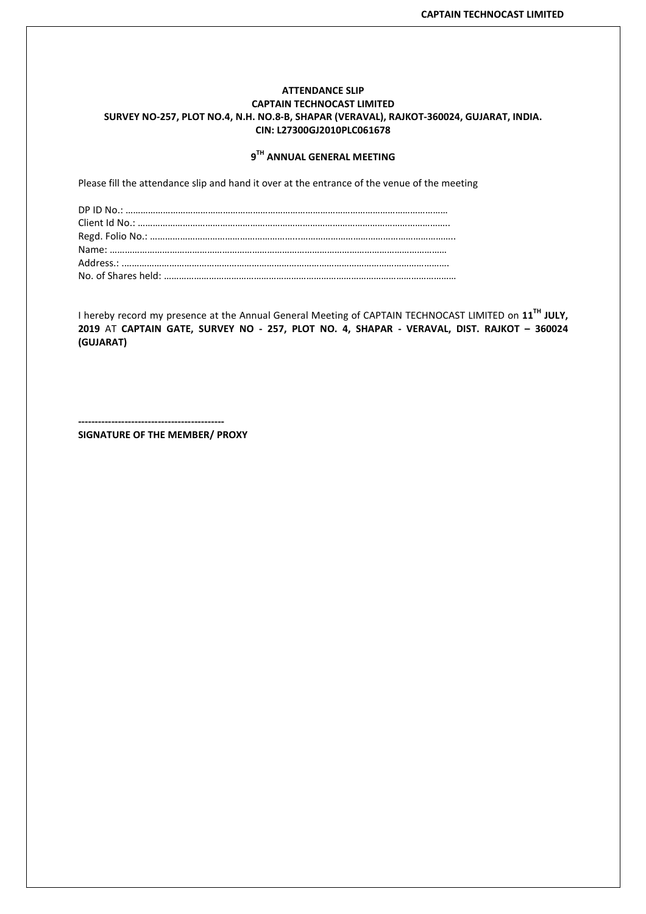**ATTENDANCE SLIP**
**CAPTAIN TECHNOCAST LIMITED**
**SURVEY NO-257, PLOT NO.4, N.H. NO.8-B, SHAPAR (VERAVAL), RAJKOT-360024, GUJARAT, INDIA.**
**CIN: L27300GJ2010PLC061678**

**9TH ANNUAL GENERAL MEETING**

Please fill the attendance slip and hand it over at the entrance of the venue of the meeting

DP ID No.: ……………………………………………………………………………………………………………
Client Id No.: ……………………………………………………………………………………………………….
Regd. Folio No.: ……………………………………………………..………………………………………………..
Name: ……………………………………………………………………………………………………………
Address.: ………………………………………………………………………………………………………….
No. of Shares held: ………………………………………………………………………………………………

I hereby record my presence at the Annual General Meeting of CAPTAIN TECHNOCAST LIMITED on **11TH JULY, 2019** AT **CAPTAIN GATE, SURVEY NO - 257, PLOT NO. 4, SHAPAR - VERAVAL, DIST. RAJKOT – 360024 (GUJARAT)**

**--------------------------------------------**
**SIGNATURE OF THE MEMBER/ PROXY**